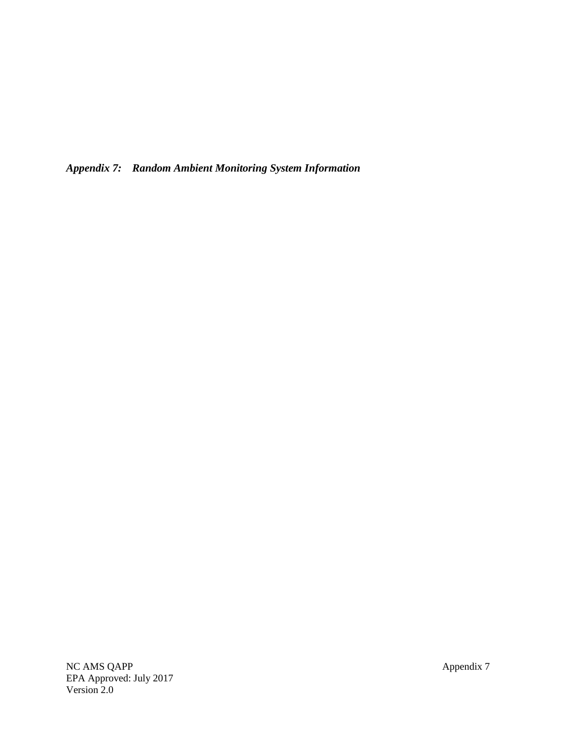# *Appendix 7: Random Ambient Monitoring System Information*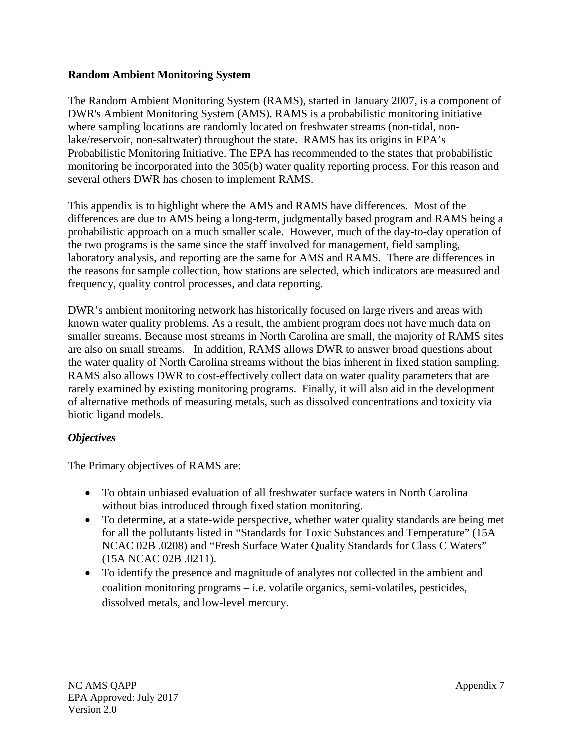**Random Ambient Monitoring System**

The Random Ambient Monitoring System (RAMS), started in January 2007, is a component of DWR's Ambient Monitoring System (AMS). RAMS is a probabilistic monitoring initiative where sampling locations are randomly located on freshwater streams (non-tidal, non-lake/reservoir, non-saltwater) throughout the state. RAMS has its origins in EPA's Probabilistic Monitoring Initiative. The EPA has recommended to the states that probabilistic monitoring be incorporated into the 305(b) water quality reporting process. For this reason and several others DWR has chosen to implement RAMS.

This appendix is to highlight where the AMS and RAMS have differences. Most of the differences are due to AMS being a long-term, judgmentally based program and RAMS being a probabilistic approach on a much smaller scale. However, much of the day-to-day operation of the two programs is the same since the staff involved for management, field sampling, laboratory analysis, and reporting are the same for AMS and RAMS. There are differences in the reasons for sample collection, how stations are selected, which indicators are measured and frequency, quality control processes, and data reporting.

DWR's ambient monitoring network has historically focused on large rivers and areas with known water quality problems. As a result, the ambient program does not have much data on smaller streams. Because most streams in North Carolina are small, the majority of RAMS sites are also on small streams. In addition, RAMS allows DWR to answer broad questions about the water quality of North Carolina streams without the bias inherent in fixed station sampling. RAMS also allows DWR to cost-effectively collect data on water quality parameters that are rarely examined by existing monitoring programs. Finally, it will also aid in the development of alternative methods of measuring metals, such as dissolved concentrations and toxicity via biotic ligand models.

***Objectives***

The Primary objectives of RAMS are:

- To obtain unbiased evaluation of all freshwater surface waters in North Carolina without bias introduced through fixed station monitoring.
- To determine, at a state-wide perspective, whether water quality standards are being met for all the pollutants listed in "Standards for Toxic Substances and Temperature" (15A NCAC 02B .0208) and "Fresh Surface Water Quality Standards for Class C Waters" (15A NCAC 02B .0211).
- To identify the presence and magnitude of analytes not collected in the ambient and coalition monitoring programs – i.e. volatile organics, semi-volatiles, pesticides, dissolved metals, and low-level mercury.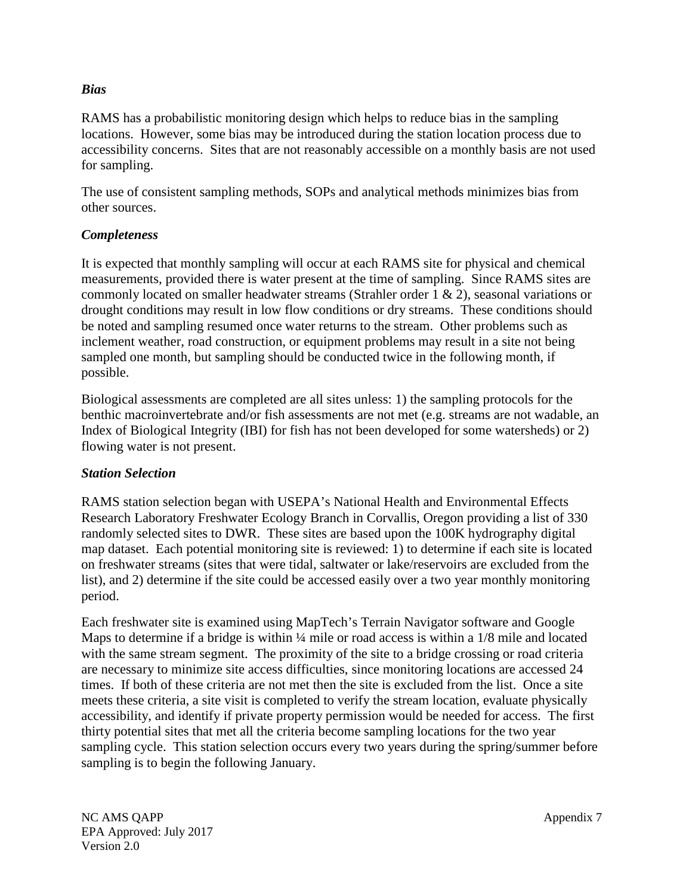### *Bias*

RAMS has a probabilistic monitoring design which helps to reduce bias in the sampling locations. However, some bias may be introduced during the station location process due to accessibility concerns. Sites that are not reasonably accessible on a monthly basis are not used for sampling.

The use of consistent sampling methods, SOPs and analytical methods minimizes bias from other sources.

### *Completeness*

It is expected that monthly sampling will occur at each RAMS site for physical and chemical measurements, provided there is water present at the time of sampling. Since RAMS sites are commonly located on smaller headwater streams (Strahler order 1 & 2), seasonal variations or drought conditions may result in low flow conditions or dry streams. These conditions should be noted and sampling resumed once water returns to the stream. Other problems such as inclement weather, road construction, or equipment problems may result in a site not being sampled one month, but sampling should be conducted twice in the following month, if possible.

Biological assessments are completed are all sites unless: 1) the sampling protocols for the benthic macroinvertebrate and/or fish assessments are not met (e.g. streams are not wadable, an Index of Biological Integrity (IBI) for fish has not been developed for some watersheds) or 2) flowing water is not present.

### *Station Selection*

RAMS station selection began with USEPA's National Health and Environmental Effects Research Laboratory Freshwater Ecology Branch in Corvallis, Oregon providing a list of 330 randomly selected sites to DWR. These sites are based upon the 100K hydrography digital map dataset. Each potential monitoring site is reviewed: 1) to determine if each site is located on freshwater streams (sites that were tidal, saltwater or lake/reservoirs are excluded from the list), and 2) determine if the site could be accessed easily over a two year monthly monitoring period.

Each freshwater site is examined using MapTech's Terrain Navigator software and Google Maps to determine if a bridge is within ¼ mile or road access is within a 1/8 mile and located with the same stream segment. The proximity of the site to a bridge crossing or road criteria are necessary to minimize site access difficulties, since monitoring locations are accessed 24 times. If both of these criteria are not met then the site is excluded from the list. Once a site meets these criteria, a site visit is completed to verify the stream location, evaluate physically accessibility, and identify if private property permission would be needed for access. The first thirty potential sites that met all the criteria become sampling locations for the two year sampling cycle. This station selection occurs every two years during the spring/summer before sampling is to begin the following January.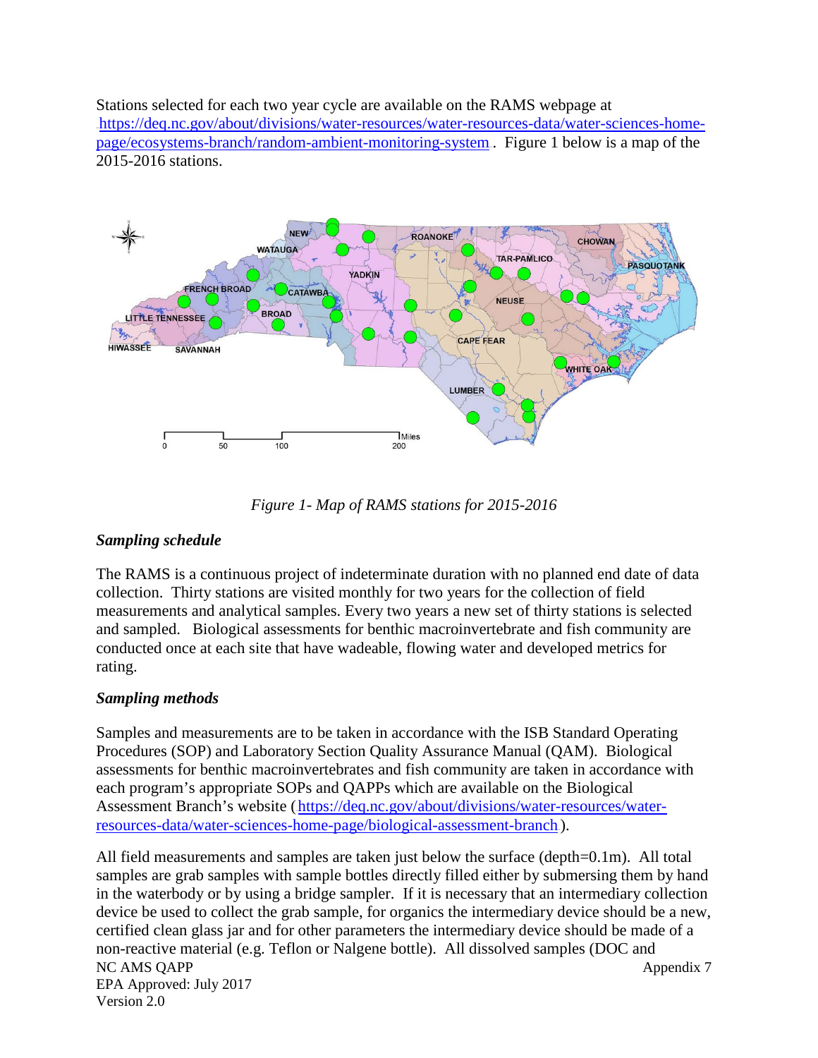Stations selected for each two year cycle are available on the RAMS webpage at https://deq.nc.gov/about/divisions/water-resources/water-resources-data/water-sciences-home-page/ecosystems-branch/random-ambient-monitoring-system . Figure 1 below is a map of the 2015-2016 stations.

NEW
WATAUGA
ROANOKE
CHOWAN
TAR-PAMLICO
PASQUOTANK
YADKIN
FRENCH BROAD
CATAWBA
NEUSE
LITTLE TENNESSEE
BROAD
HIWASSEE
SAVANNAH
CAPE FEAR
WHITE OAK
LUMBER
0
50
100
200
Miles

*Figure 1- Map of RAMS stations for 2015-2016*

### *Sampling schedule*

The RAMS is a continuous project of indeterminate duration with no planned end date of data collection. Thirty stations are visited monthly for two years for the collection of field measurements and analytical samples. Every two years a new set of thirty stations is selected and sampled. Biological assessments for benthic macroinvertebrate and fish community are conducted once at each site that have wadeable, flowing water and developed metrics for rating.

### *Sampling methods*

Samples and measurements are to be taken in accordance with the ISB Standard Operating Procedures (SOP) and Laboratory Section Quality Assurance Manual (QAM). Biological assessments for benthic macroinvertebrates and fish community are taken in accordance with each program's appropriate SOPs and QAPPs which are available on the Biological Assessment Branch's website (https://deq.nc.gov/about/divisions/water-resources/water-resources-data/water-sciences-home-page/biological-assessment-branch ).

All field measurements and samples are taken just below the surface (depth=0.1m). All total samples are grab samples with sample bottles directly filled either by submersing them by hand in the waterbody or by using a bridge sampler. If it is necessary that an intermediary collection device be used to collect the grab sample, for organics the intermediary device should be a new, certified clean glass jar and for other parameters the intermediary device should be made of a non-reactive material (e.g. Teflon or Nalgene bottle). All dissolved samples (DOC and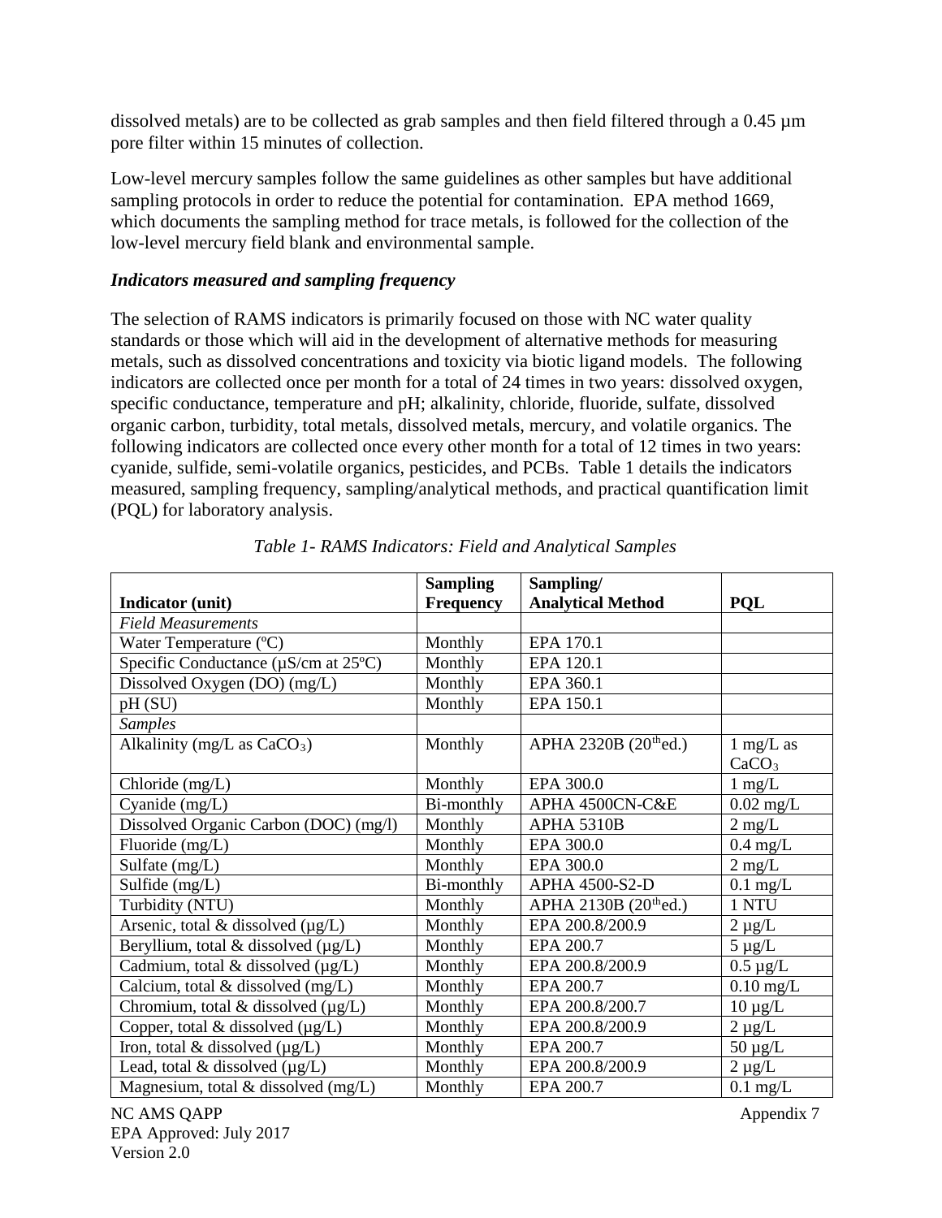dissolved metals) are to be collected as grab samples and then field filtered through a 0.45 µm pore filter within 15 minutes of collection.

Low-level mercury samples follow the same guidelines as other samples but have additional sampling protocols in order to reduce the potential for contamination. EPA method 1669, which documents the sampling method for trace metals, is followed for the collection of the low-level mercury field blank and environmental sample.

***Indicators measured and sampling frequency***

The selection of RAMS indicators is primarily focused on those with NC water quality standards or those which will aid in the development of alternative methods for measuring metals, such as dissolved concentrations and toxicity via biotic ligand models. The following indicators are collected once per month for a total of 24 times in two years: dissolved oxygen, specific conductance, temperature and pH; alkalinity, chloride, fluoride, sulfate, dissolved organic carbon, turbidity, total metals, dissolved metals, mercury, and volatile organics. The following indicators are collected once every other month for a total of 12 times in two years: cyanide, sulfide, semi-volatile organics, pesticides, and PCBs. Table 1 details the indicators measured, sampling frequency, sampling/analytical methods, and practical quantification limit (PQL) for laboratory analysis.

*Table 1- RAMS Indicators: Field and Analytical Samples*

| Indicator (unit) | Sampling Frequency | Sampling/ Analytical Method | PQL |
|---|---|---|---|
| *Field Measurements* | | | |
| Water Temperature (ºC) | Monthly | EPA 170.1 | |
| Specific Conductance (µS/cm at 25ºC) | Monthly | EPA 120.1 | |
| Dissolved Oxygen (DO) (mg/L) | Monthly | EPA 360.1 | |
| pH (SU) | Monthly | EPA 150.1 | |
| *Samples* | | | |
| Alkalinity (mg/L as $CaCO_3$) | Monthly | APHA 2320B (20th ed.) | 1 mg/L as $CaCO_3$ |
| Chloride (mg/L) | Monthly | EPA 300.0 | 1 mg/L |
| Cyanide (mg/L) | Bi-monthly | APHA 4500CN-C&E | 0.02 mg/L |
| Dissolved Organic Carbon (DOC) (mg/l) | Monthly | APHA 5310B | 2 mg/L |
| Fluoride (mg/L) | Monthly | EPA 300.0 | 0.4 mg/L |
| Sulfate (mg/L) | Monthly | EPA 300.0 | 2 mg/L |
| Sulfide (mg/L) | Bi-monthly | APHA 4500-S2-D | 0.1 mg/L |
| Turbidity (NTU) | Monthly | APHA 2130B (20th ed.) | 1 NTU |
| Arsenic, total & dissolved (µg/L) | Monthly | EPA 200.8/200.9 | 2 µg/L |
| Beryllium, total & dissolved (µg/L) | Monthly | EPA 200.7 | 5 µg/L |
| Cadmium, total & dissolved (µg/L) | Monthly | EPA 200.8/200.9 | 0.5 µg/L |
| Calcium, total & dissolved (mg/L) | Monthly | EPA 200.7 | 0.10 mg/L |
| Chromium, total & dissolved (µg/L) | Monthly | EPA 200.8/200.7 | 10 µg/L |
| Copper, total & dissolved (µg/L) | Monthly | EPA 200.8/200.9 | 2 µg/L |
| Iron, total & dissolved (µg/L) | Monthly | EPA 200.7 | 50 µg/L |
| Lead, total & dissolved (µg/L) | Monthly | EPA 200.8/200.9 | 2 µg/L |
| Magnesium, total & dissolved (mg/L) | Monthly | EPA 200.7 | 0.1 mg/L |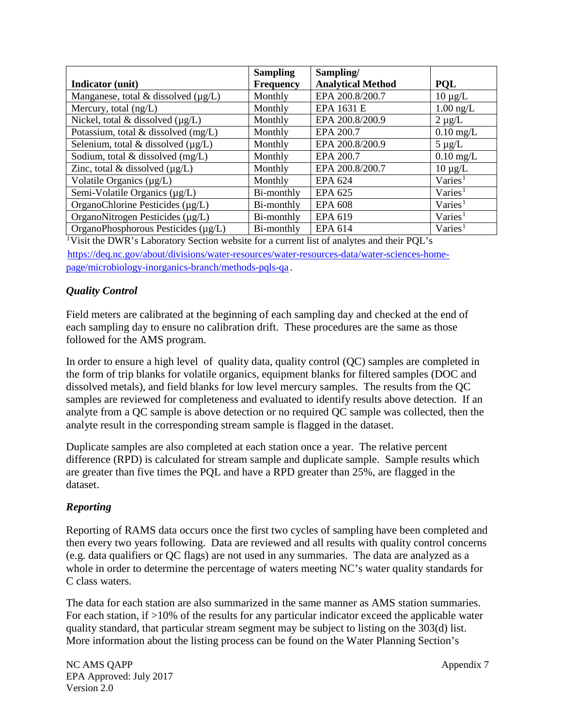| Indicator (unit) | Sampling Frequency | Sampling/ Analytical Method | PQL |
|---|---|---|---|
| Manganese, total & dissolved (µg/L) | Monthly | EPA 200.8/200.7 | 10 µg/L |
| Mercury, total (ng/L) | Monthly | EPA 1631 E | 1.00 ng/L |
| Nickel, total & dissolved (µg/L) | Monthly | EPA 200.8/200.9 | 2 µg/L |
| Potassium, total & dissolved (mg/L) | Monthly | EPA 200.7 | 0.10 mg/L |
| Selenium, total & dissolved (µg/L) | Monthly | EPA 200.8/200.9 | 5 µg/L |
| Sodium, total & dissolved (mg/L) | Monthly | EPA 200.7 | 0.10 mg/L |
| Zinc, total & dissolved (µg/L) | Monthly | EPA 200.8/200.7 | 10 µg/L |
| Volatile Organics (µg/L) | Monthly | EPA 624 | Varies[1] |
| Semi-Volatile Organics (µg/L) | Bi-monthly | EPA 625 | Varies[1] |
| OrganoChlorine Pesticides (µg/L) | Bi-monthly | EPA 608 | Varies[1] |
| OrganoNitrogen Pesticides (µg/L) | Bi-monthly | EPA 619 | Varies[1] |
| OrganoPhosphorous Pesticides (µg/L) | Bi-monthly | EPA 614 | Varies[1] |

[1]Visit the DWR's Laboratory Section website for a current list of analytes and their PQL's https://deq.nc.gov/about/divisions/water-resources/water-resources-data/water-sciences-home-page/microbiology-inorganics-branch/methods-pqls-qa .

### *Quality Control*

Field meters are calibrated at the beginning of each sampling day and checked at the end of each sampling day to ensure no calibration drift. These procedures are the same as those followed for the AMS program.

In order to ensure a high level of quality data, quality control (QC) samples are completed in the form of trip blanks for volatile organics, equipment blanks for filtered samples (DOC and dissolved metals), and field blanks for low level mercury samples. The results from the QC samples are reviewed for completeness and evaluated to identify results above detection. If an analyte from a QC sample is above detection or no required QC sample was collected, then the analyte result in the corresponding stream sample is flagged in the dataset.

Duplicate samples are also completed at each station once a year. The relative percent difference (RPD) is calculated for stream sample and duplicate sample. Sample results which are greater than five times the PQL and have a RPD greater than 25%, are flagged in the dataset.

### *Reporting*

Reporting of RAMS data occurs once the first two cycles of sampling have been completed and then every two years following. Data are reviewed and all results with quality control concerns (e.g. data qualifiers or QC flags) are not used in any summaries. The data are analyzed as a whole in order to determine the percentage of waters meeting NC's water quality standards for C class waters.

The data for each station are also summarized in the same manner as AMS station summaries. For each station, if >10% of the results for any particular indicator exceed the applicable water quality standard, that particular stream segment may be subject to listing on the 303(d) list. More information about the listing process can be found on the Water Planning Section's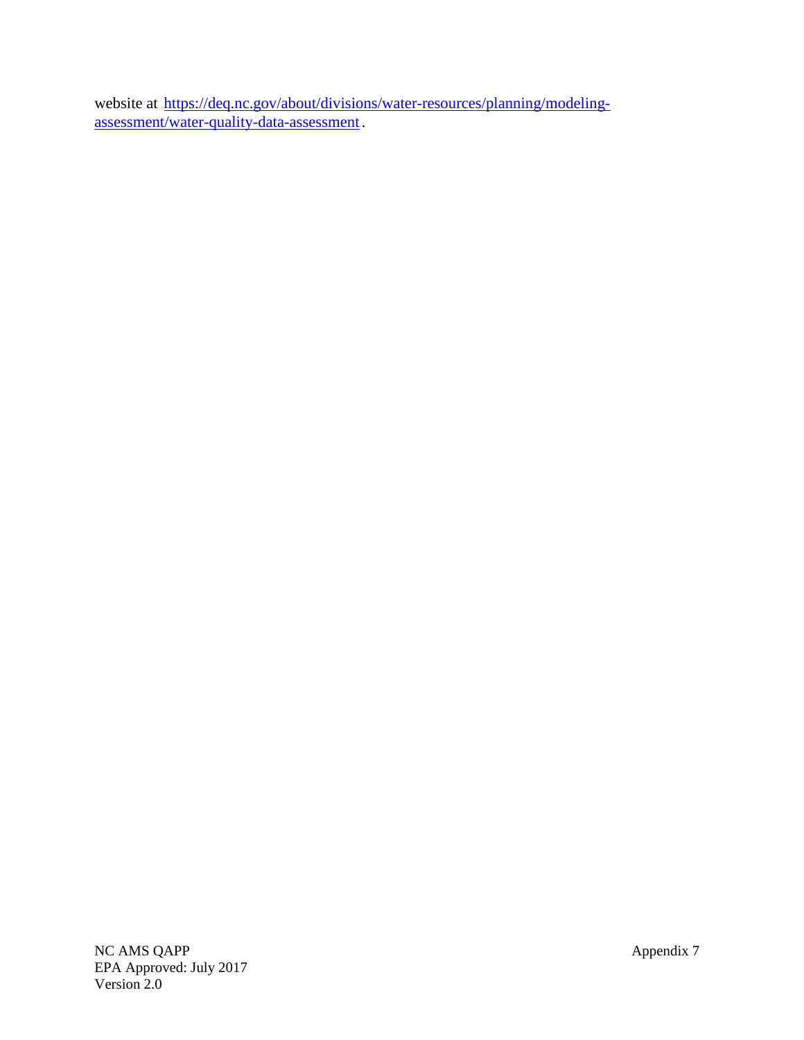website at [https://deq.nc.gov/about/divisions/water-resources/planning/modeling-assessment/water-quality-data-assessment](https://deq.nc.gov/about/divisions/water-resources/planning/modeling-assessment/water-quality-data-assessment).